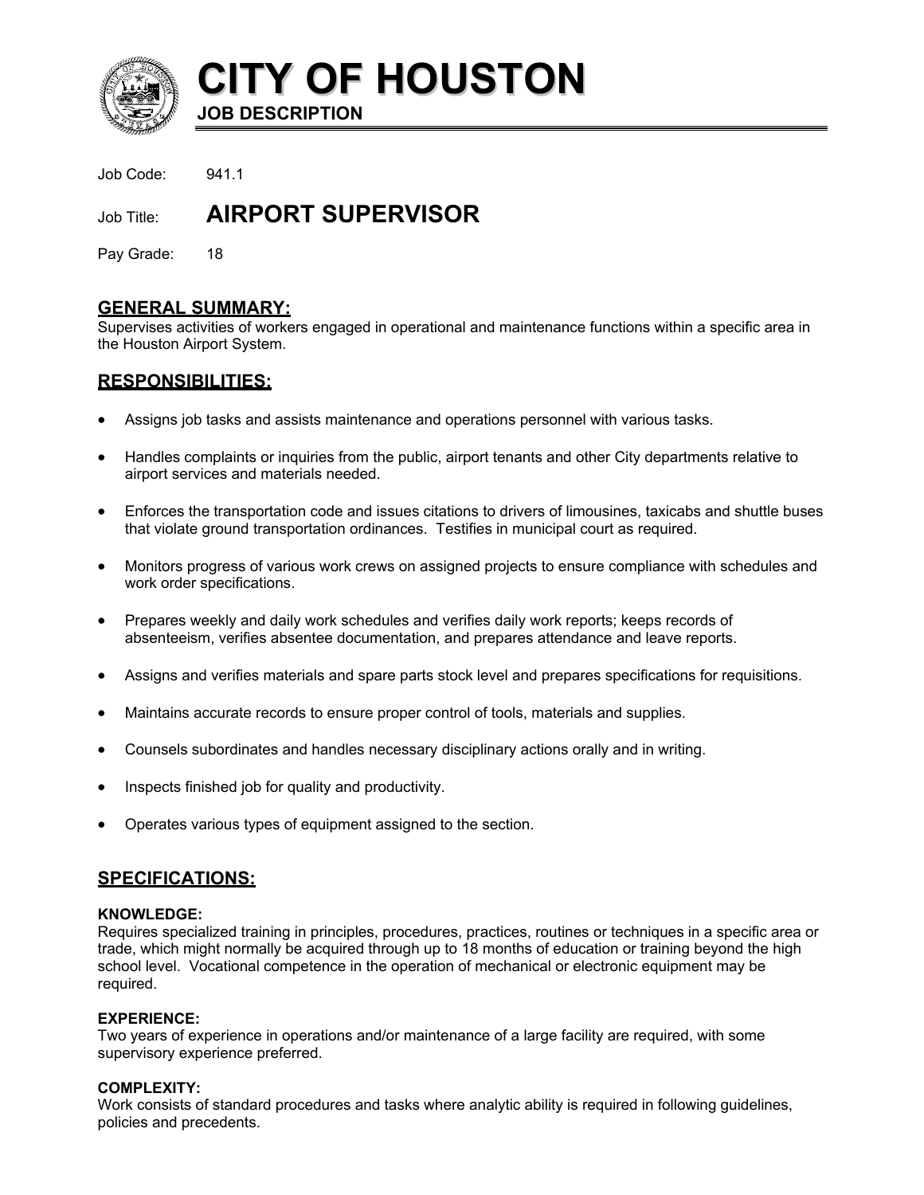# CITY OF HOUSTON

**JOB DESCRIPTION**

Job Code: 941.1

Job Title: **AIRPORT SUPERVISOR**

Pay Grade: 18

## GENERAL SUMMARY:

Supervises activities of workers engaged in operational and maintenance functions within a specific area in the Houston Airport System.

## RESPONSIBILITIES:

- Assigns job tasks and assists maintenance and operations personnel with various tasks.
- Handles complaints or inquiries from the public, airport tenants and other City departments relative to airport services and materials needed.
- Enforces the transportation code and issues citations to drivers of limousines, taxicabs and shuttle buses that violate ground transportation ordinances. Testifies in municipal court as required.
- Monitors progress of various work crews on assigned projects to ensure compliance with schedules and work order specifications.
- Prepares weekly and daily work schedules and verifies daily work reports; keeps records of absenteeism, verifies absentee documentation, and prepares attendance and leave reports.
- Assigns and verifies materials and spare parts stock level and prepares specifications for requisitions.
- Maintains accurate records to ensure proper control of tools, materials and supplies.
- Counsels subordinates and handles necessary disciplinary actions orally and in writing.
- Inspects finished job for quality and productivity.
- Operates various types of equipment assigned to the section.

## SPECIFICATIONS:

### KNOWLEDGE:

Requires specialized training in principles, procedures, practices, routines or techniques in a specific area or trade, which might normally be acquired through up to 18 months of education or training beyond the high school level. Vocational competence in the operation of mechanical or electronic equipment may be required.

### EXPERIENCE:

Two years of experience in operations and/or maintenance of a large facility are required, with some supervisory experience preferred.

### COMPLEXITY:

Work consists of standard procedures and tasks where analytic ability is required in following guidelines, policies and precedents.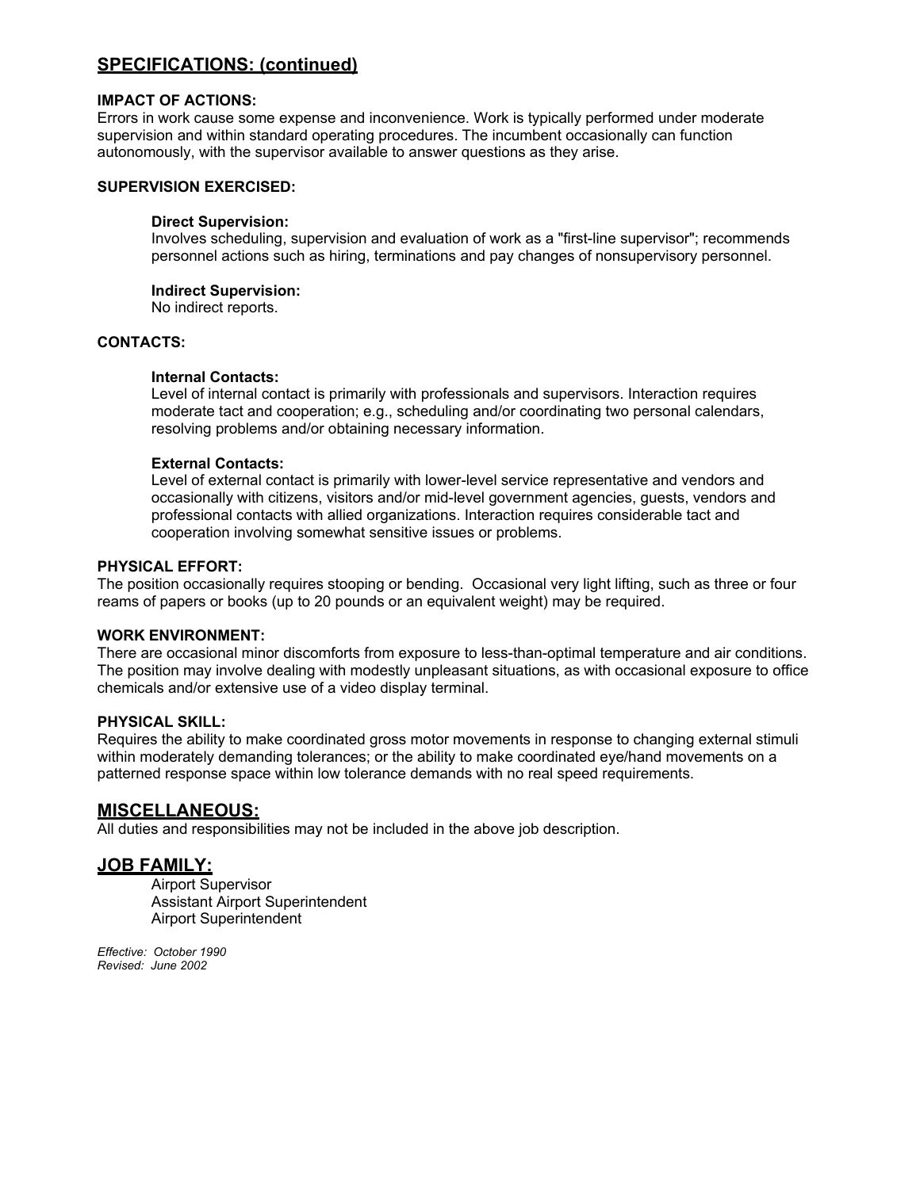## SPECIFICATIONS: (continued)

**IMPACT OF ACTIONS:**
Errors in work cause some expense and inconvenience. Work is typically performed under moderate supervision and within standard operating procedures. The incumbent occasionally can function autonomously, with the supervisor available to answer questions as they arise.

**SUPERVISION EXERCISED:**

**Direct Supervision:**
Involves scheduling, supervision and evaluation of work as a "first-line supervisor"; recommends personnel actions such as hiring, terminations and pay changes of nonsupervisory personnel.

**Indirect Supervision:**
No indirect reports.

**CONTACTS:**

**Internal Contacts:**
Level of internal contact is primarily with professionals and supervisors. Interaction requires moderate tact and cooperation; e.g., scheduling and/or coordinating two personal calendars, resolving problems and/or obtaining necessary information.

**External Contacts:**
Level of external contact is primarily with lower-level service representative and vendors and occasionally with citizens, visitors and/or mid-level government agencies, guests, vendors and professional contacts with allied organizations. Interaction requires considerable tact and cooperation involving somewhat sensitive issues or problems.

**PHYSICAL EFFORT:**
The position occasionally requires stooping or bending. Occasional very light lifting, such as three or four reams of papers or books (up to 20 pounds or an equivalent weight) may be required.

**WORK ENVIRONMENT:**
There are occasional minor discomforts from exposure to less-than-optimal temperature and air conditions. The position may involve dealing with modestly unpleasant situations, as with occasional exposure to office chemicals and/or extensive use of a video display terminal.

**PHYSICAL SKILL:**
Requires the ability to make coordinated gross motor movements in response to changing external stimuli within moderately demanding tolerances; or the ability to make coordinated eye/hand movements on a patterned response space within low tolerance demands with no real speed requirements.

## MISCELLANEOUS:
All duties and responsibilities may not be included in the above job description.

## JOB FAMILY:
Airport Supervisor
Assistant Airport Superintendent
Airport Superintendent

*Effective: October 1990*
*Revised: June 2002*